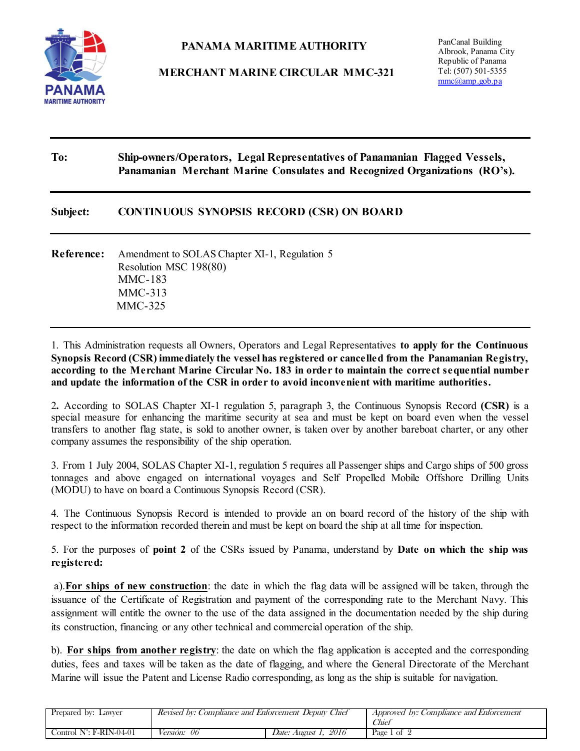# PANAMA MARITIME AUTHORITY

## MERCHANT MARINE CIRCULAR MMC-321

PanCanal Building
Albrook, Panama City
Republic of Panama
Tel: (507) 501-5355
mmc@amp.gob.pa

---

**To:** **Ship-owners/Operators, Legal Representatives of Panamanian Flagged Vessels, Panamanian Merchant Marine Consulates and Recognized Organizations (RO's).**

---

**Subject:** **CONTINUOUS SYNOPSIS RECORD (CSR) ON BOARD**

---

**Reference:** Amendment to SOLAS Chapter XI-1, Regulation 5
Resolution MSC 198(80)
MMC-183
MMC-313
MMC-325

---

1. This Administration requests all Owners, Operators and Legal Representatives **to apply for the Continuous Synopsis Record (CSR) immediately the vessel has registered or cancelled from the Panamanian Registry, according to the Merchant Marine Circular No. 183 in order to maintain the correct sequential number and update the information of the CSR in order to avoid inconvenient with maritime authorities.**

2**.** According to SOLAS Chapter XI-1 regulation 5, paragraph 3, the Continuous Synopsis Record **(CSR)** is a special measure for enhancing the maritime security at sea and must be kept on board even when the vessel transfers to another flag state, is sold to another owner, is taken over by another bareboat charter, or any other company assumes the responsibility of the ship operation.

3. From 1 July 2004, SOLAS Chapter XI-1, regulation 5 requires all Passenger ships and Cargo ships of 500 gross tonnages and above engaged on international voyages and Self Propelled Mobile Offshore Drilling Units (MODU) to have on board a Continuous Synopsis Record (CSR).

4. The Continuous Synopsis Record is intended to provide an on board record of the history of the ship with respect to the information recorded therein and must be kept on board the ship at all time for inspection.

5. For the purposes of **point 2** of the CSRs issued by Panama, understand by **Date on which the ship was registered:**

a). **For ships of new construction**: the date in which the flag data will be assigned will be taken, through the issuance of the Certificate of Registration and payment of the corresponding rate to the Merchant Navy. This assignment will entitle the owner to the use of the data assigned in the documentation needed by the ship during its construction, financing or any other technical and commercial operation of the ship.

b). **For ships from another registry**: the date on which the flag application is accepted and the corresponding duties, fees and taxes will be taken as the date of flagging, and where the General Directorate of the Merchant Marine will issue the Patent and License Radio corresponding, as long as the ship is suitable for navigation.

| Prepared by: Lawyer | *Revised by: Compliance and Enforcement Deputy Chief* | | *Approved by: Compliance and Enforcement Chief* |
|---|---|---|---|
| Control N°: F-RIN-04-01 | *Versión: 06* | *Date: August 1, 2016* | Page 1 of 2 |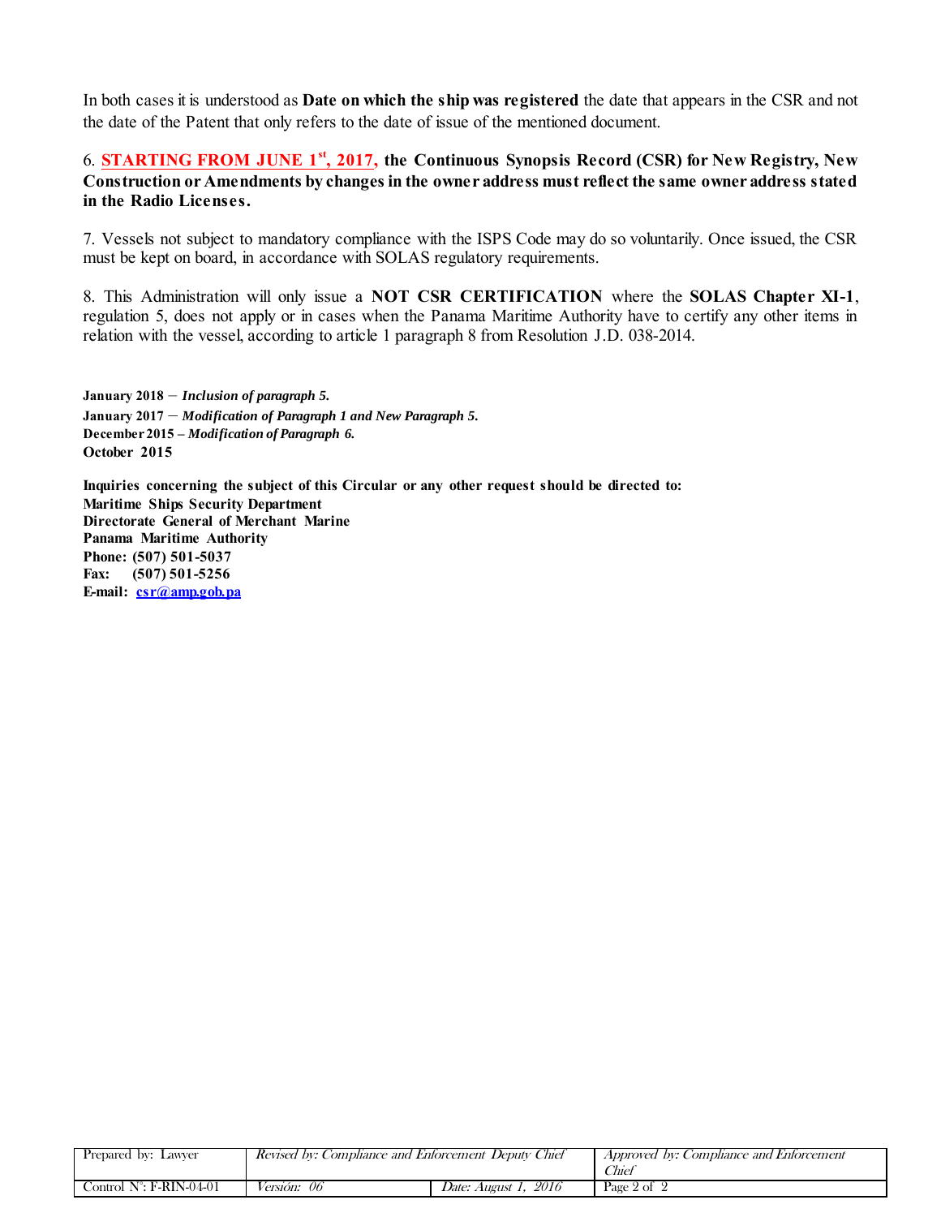In both cases it is understood as **Date on which the ship was registered** the date that appears in the CSR and not the date of the Patent that only refers to the date of issue of the mentioned document.

6. **STARTING FROM JUNE 1st, 2017, the Continuous Synopsis Record (CSR) for New Registry, New Construction or Amendments by changes in the owner address must reflect the same owner address stated in the Radio Licenses.**

7. Vessels not subject to mandatory compliance with the ISPS Code may do so voluntarily. Once issued, the CSR must be kept on board, in accordance with SOLAS regulatory requirements.

8. This Administration will only issue a **NOT CSR CERTIFICATION** where the **SOLAS Chapter XI-1**, regulation 5, does not apply or in cases when the Panama Maritime Authority have to certify any other items in relation with the vessel, according to article 1 paragraph 8 from Resolution J.D. 038-2014.

**January 2018** – ***Inclusion of paragraph 5.***
**January 2017** – ***Modification of Paragraph 1 and New Paragraph 5.***
**December 2015** – ***Modification of Paragraph 6.***
**October 2015**

**Inquiries concerning the subject of this Circular or any other request should be directed to:**
**Maritime Ships Security Department**
**Directorate General of Merchant Marine**
**Panama Maritime Authority**
**Phone: (507) 501-5037**
**Fax: (507) 501-5256**
**E-mail: csr@amp.gob.pa**

| | | | |
|---|---|---|---|
| Prepared by: Lawyer | *Revised by: Compliance and Enforcement Deputy Chief* | | *Approved by: Compliance and Enforcement Chief* |
| Control N°: F-RIN-04-01 | *Versión: 06* | *Date: August 1, 2016* | Page 2 of 2 |